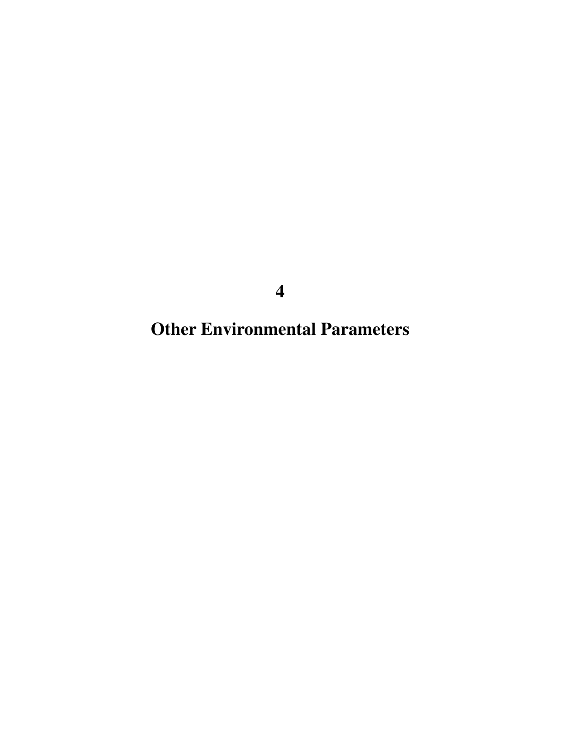# 4

# Other Environmental Parameters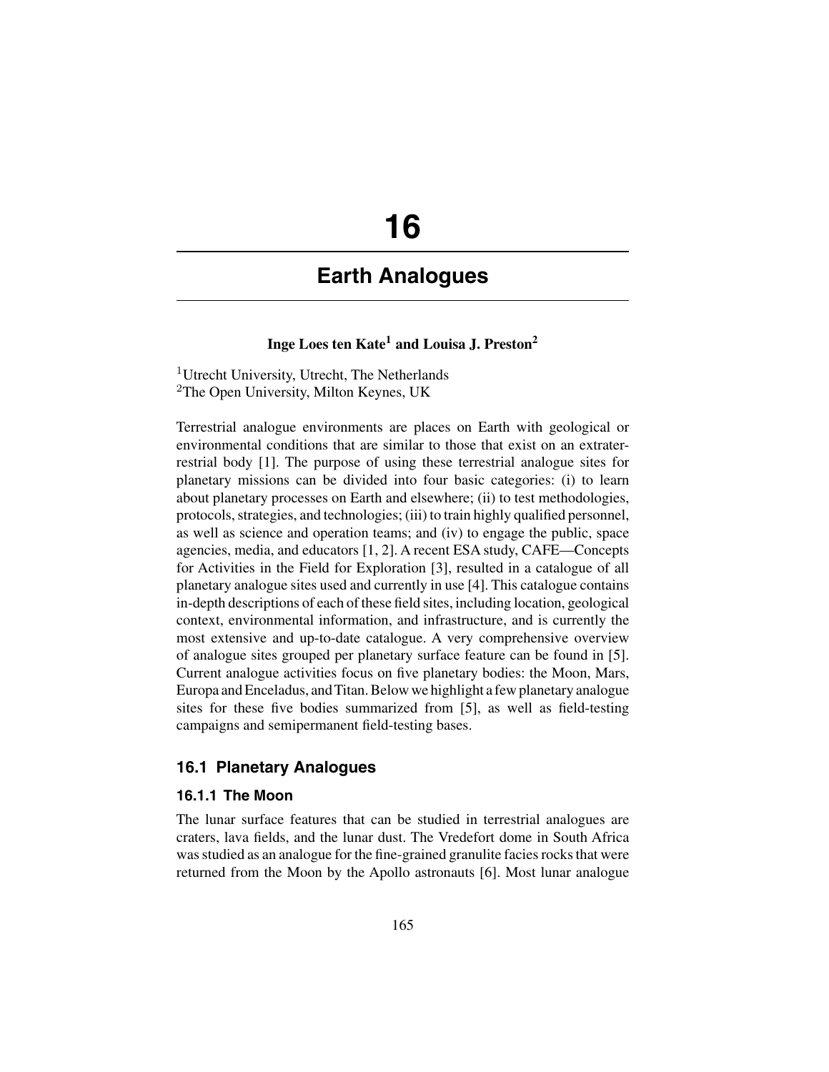# 16

# Earth Analogues

**Inge Loes ten Kate[1] and Louisa J. Preston[2]**

[1]Utrecht University, Utrecht, The Netherlands
[2]The Open University, Milton Keynes, UK

Terrestrial analogue environments are places on Earth with geological or environmental conditions that are similar to those that exist on an extraterrestrial body [1]. The purpose of using these terrestrial analogue sites for planetary missions can be divided into four basic categories: (i) to learn about planetary processes on Earth and elsewhere; (ii) to test methodologies, protocols, strategies, and technologies; (iii) to train highly qualified personnel, as well as science and operation teams; and (iv) to engage the public, space agencies, media, and educators [1, 2]. A recent ESA study, CAFE—Concepts for Activities in the Field for Exploration [3], resulted in a catalogue of all planetary analogue sites used and currently in use [4]. This catalogue contains in-depth descriptions of each of these field sites, including location, geological context, environmental information, and infrastructure, and is currently the most extensive and up-to-date catalogue. A very comprehensive overview of analogue sites grouped per planetary surface feature can be found in [5]. Current analogue activities focus on five planetary bodies: the Moon, Mars, Europa and Enceladus, and Titan. Below we highlight a few planetary analogue sites for these five bodies summarized from [5], as well as field-testing campaigns and semipermanent field-testing bases.

## 16.1 Planetary Analogues

### 16.1.1 The Moon

The lunar surface features that can be studied in terrestrial analogues are craters, lava fields, and the lunar dust. The Vredefort dome in South Africa was studied as an analogue for the fine-grained granulite facies rocks that were returned from the Moon by the Apollo astronauts [6]. Most lunar analogue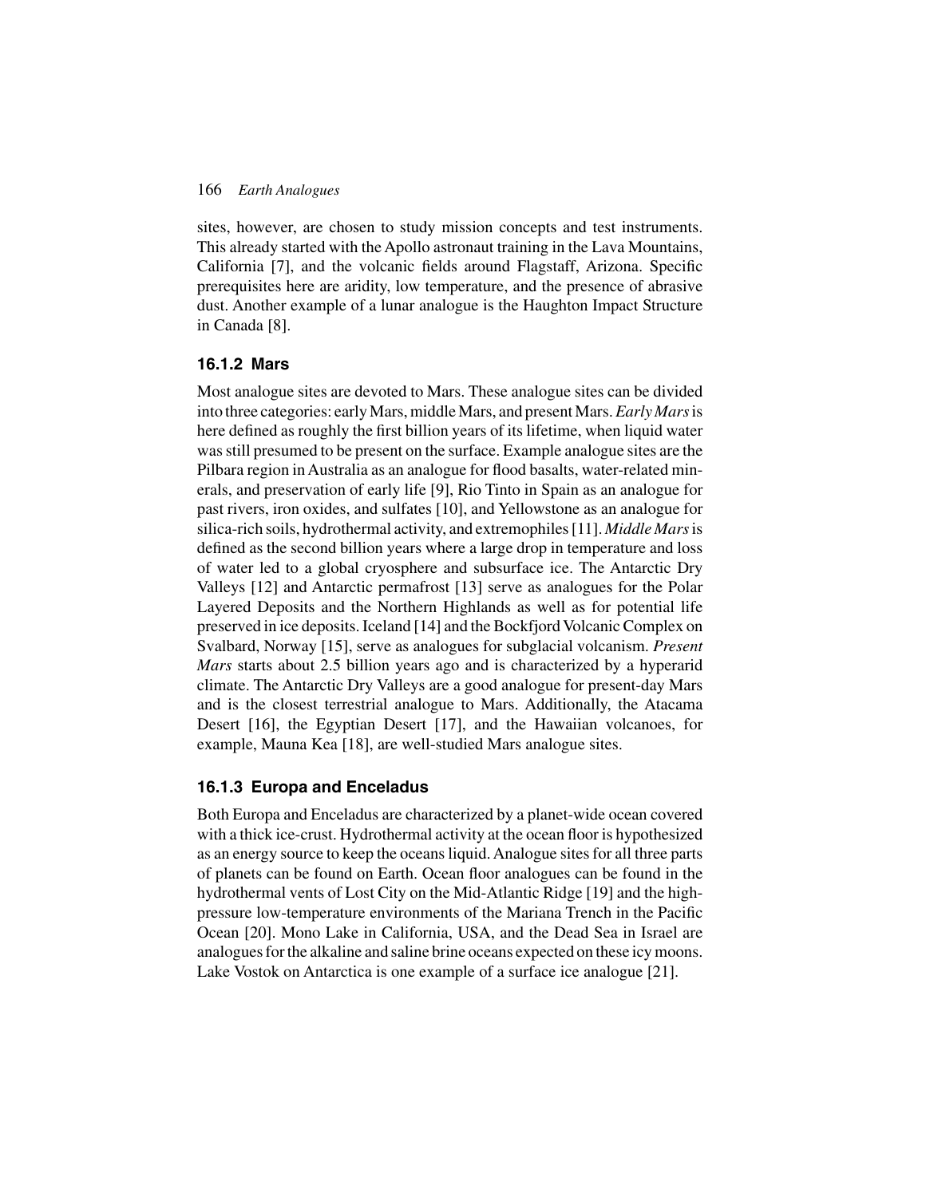sites, however, are chosen to study mission concepts and test instruments. This already started with the Apollo astronaut training in the Lava Mountains, California [7], and the volcanic fields around Flagstaff, Arizona. Specific prerequisites here are aridity, low temperature, and the presence of abrasive dust. Another example of a lunar analogue is the Haughton Impact Structure in Canada [8].

### 16.1.2 Mars

Most analogue sites are devoted to Mars. These analogue sites can be divided into three categories: early Mars, middle Mars, and present Mars. *Early Mars* is here defined as roughly the first billion years of its lifetime, when liquid water was still presumed to be present on the surface. Example analogue sites are the Pilbara region in Australia as an analogue for flood basalts, water-related minerals, and preservation of early life [9], Rio Tinto in Spain as an analogue for past rivers, iron oxides, and sulfates [10], and Yellowstone as an analogue for silica-rich soils, hydrothermal activity, and extremophiles [11]. *Middle Mars* is defined as the second billion years where a large drop in temperature and loss of water led to a global cryosphere and subsurface ice. The Antarctic Dry Valleys [12] and Antarctic permafrost [13] serve as analogues for the Polar Layered Deposits and the Northern Highlands as well as for potential life preserved in ice deposits. Iceland [14] and the Bockfjord Volcanic Complex on Svalbard, Norway [15], serve as analogues for subglacial volcanism. *Present Mars* starts about 2.5 billion years ago and is characterized by a hyperarid climate. The Antarctic Dry Valleys are a good analogue for present-day Mars and is the closest terrestrial analogue to Mars. Additionally, the Atacama Desert [16], the Egyptian Desert [17], and the Hawaiian volcanoes, for example, Mauna Kea [18], are well-studied Mars analogue sites.

### 16.1.3 Europa and Enceladus

Both Europa and Enceladus are characterized by a planet-wide ocean covered with a thick ice-crust. Hydrothermal activity at the ocean floor is hypothesized as an energy source to keep the oceans liquid. Analogue sites for all three parts of planets can be found on Earth. Ocean floor analogues can be found in the hydrothermal vents of Lost City on the Mid-Atlantic Ridge [19] and the high-pressure low-temperature environments of the Mariana Trench in the Pacific Ocean [20]. Mono Lake in California, USA, and the Dead Sea in Israel are analogues for the alkaline and saline brine oceans expected on these icy moons. Lake Vostok on Antarctica is one example of a surface ice analogue [21].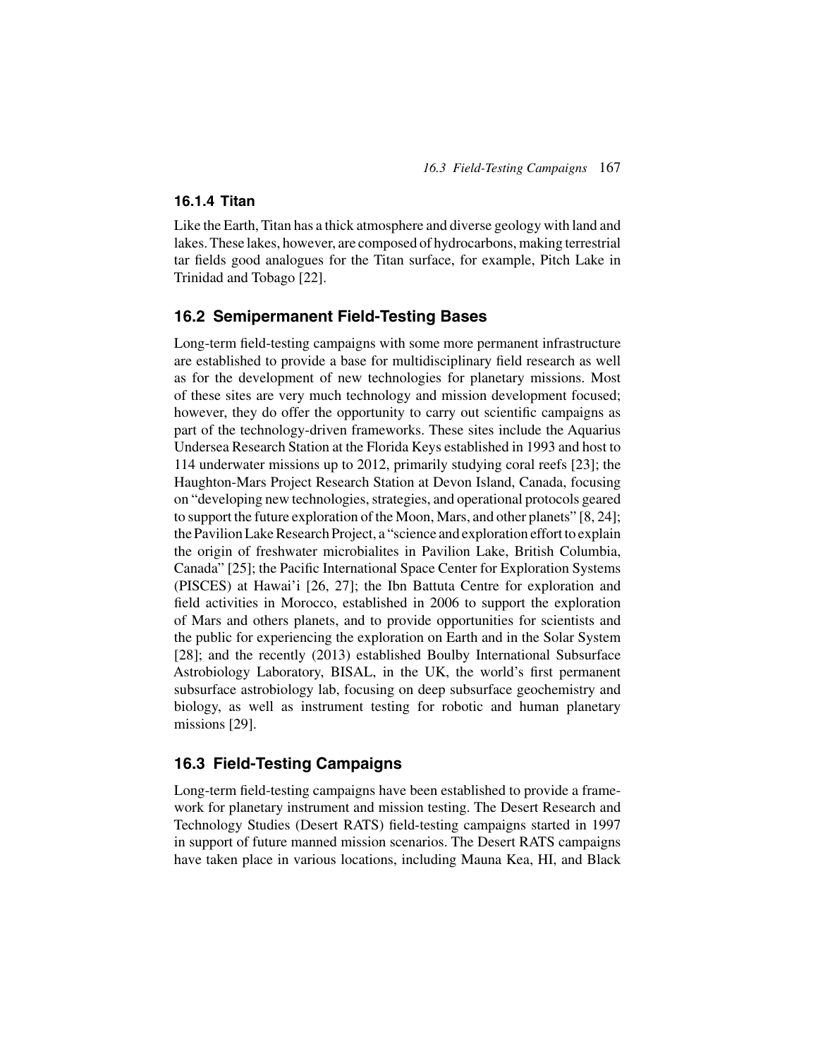### 16.1.4 Titan

Like the Earth, Titan has a thick atmosphere and diverse geology with land and lakes. These lakes, however, are composed of hydrocarbons, making terrestrial tar fields good analogues for the Titan surface, for example, Pitch Lake in Trinidad and Tobago [22].

## 16.2 Semipermanent Field-Testing Bases

Long-term field-testing campaigns with some more permanent infrastructure are established to provide a base for multidisciplinary field research as well as for the development of new technologies for planetary missions. Most of these sites are very much technology and mission development focused; however, they do offer the opportunity to carry out scientific campaigns as part of the technology-driven frameworks. These sites include the Aquarius Undersea Research Station at the Florida Keys established in 1993 and host to 114 underwater missions up to 2012, primarily studying coral reefs [23]; the Haughton-Mars Project Research Station at Devon Island, Canada, focusing on "developing new technologies, strategies, and operational protocols geared to support the future exploration of the Moon, Mars, and other planets" [8, 24]; the Pavilion Lake Research Project, a "science and exploration effort to explain the origin of freshwater microbialites in Pavilion Lake, British Columbia, Canada" [25]; the Pacific International Space Center for Exploration Systems (PISCES) at Hawai'i [26, 27]; the Ibn Battuta Centre for exploration and field activities in Morocco, established in 2006 to support the exploration of Mars and others planets, and to provide opportunities for scientists and the public for experiencing the exploration on Earth and in the Solar System [28]; and the recently (2013) established Boulby International Subsurface Astrobiology Laboratory, BISAL, in the UK, the world's first permanent subsurface astrobiology lab, focusing on deep subsurface geochemistry and biology, as well as instrument testing for robotic and human planetary missions [29].

## 16.3 Field-Testing Campaigns

Long-term field-testing campaigns have been established to provide a framework for planetary instrument and mission testing. The Desert Research and Technology Studies (Desert RATS) field-testing campaigns started in 1997 in support of future manned mission scenarios. The Desert RATS campaigns have taken place in various locations, including Mauna Kea, HI, and Black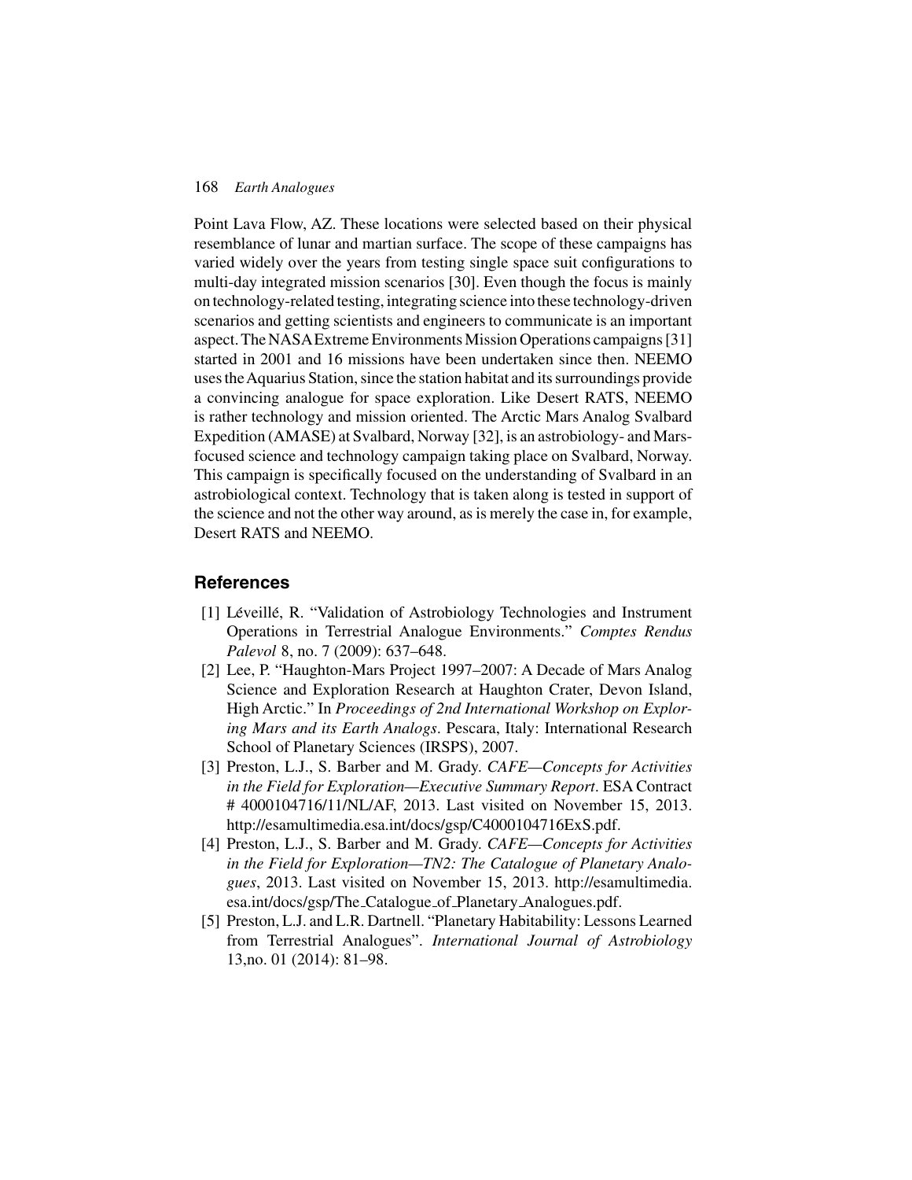Point Lava Flow, AZ. These locations were selected based on their physical resemblance of lunar and martian surface. The scope of these campaigns has varied widely over the years from testing single space suit configurations to multi-day integrated mission scenarios [30]. Even though the focus is mainly on technology-related testing, integrating science into these technology-driven scenarios and getting scientists and engineers to communicate is an important aspect. The NASA Extreme Environments Mission Operations campaigns [31] started in 2001 and 16 missions have been undertaken since then. NEEMO uses the Aquarius Station, since the station habitat and its surroundings provide a convincing analogue for space exploration. Like Desert RATS, NEEMO is rather technology and mission oriented. The Arctic Mars Analog Svalbard Expedition (AMASE) at Svalbard, Norway [32], is an astrobiology- and Mars-focused science and technology campaign taking place on Svalbard, Norway. This campaign is specifically focused on the understanding of Svalbard in an astrobiological context. Technology that is taken along is tested in support of the science and not the other way around, as is merely the case in, for example, Desert RATS and NEEMO.

## References

[1] Léveillé, R. "Validation of Astrobiology Technologies and Instrument Operations in Terrestrial Analogue Environments." *Comptes Rendus Palevol* 8, no. 7 (2009): 637–648.

[2] Lee, P. "Haughton-Mars Project 1997–2007: A Decade of Mars Analog Science and Exploration Research at Haughton Crater, Devon Island, High Arctic." In *Proceedings of 2nd International Workshop on Exploring Mars and its Earth Analogs*. Pescara, Italy: International Research School of Planetary Sciences (IRSPS), 2007.

[3] Preston, L.J., S. Barber and M. Grady. *CAFE—Concepts for Activities in the Field for Exploration—Executive Summary Report*. ESA Contract # 4000104716/11/NL/AF, 2013. Last visited on November 15, 2013. http://esamultimedia.esa.int/docs/gsp/C4000104716ExS.pdf.

[4] Preston, L.J., S. Barber and M. Grady. *CAFE—Concepts for Activities in the Field for Exploration—TN2: The Catalogue of Planetary Analogues*, 2013. Last visited on November 15, 2013. http://esamultimedia.esa.int/docs/gsp/The_Catalogue_of_Planetary_Analogues.pdf.

[5] Preston, L.J. and L.R. Dartnell. "Planetary Habitability: Lessons Learned from Terrestrial Analogues". *International Journal of Astrobiology* 13,no. 01 (2014): 81–98.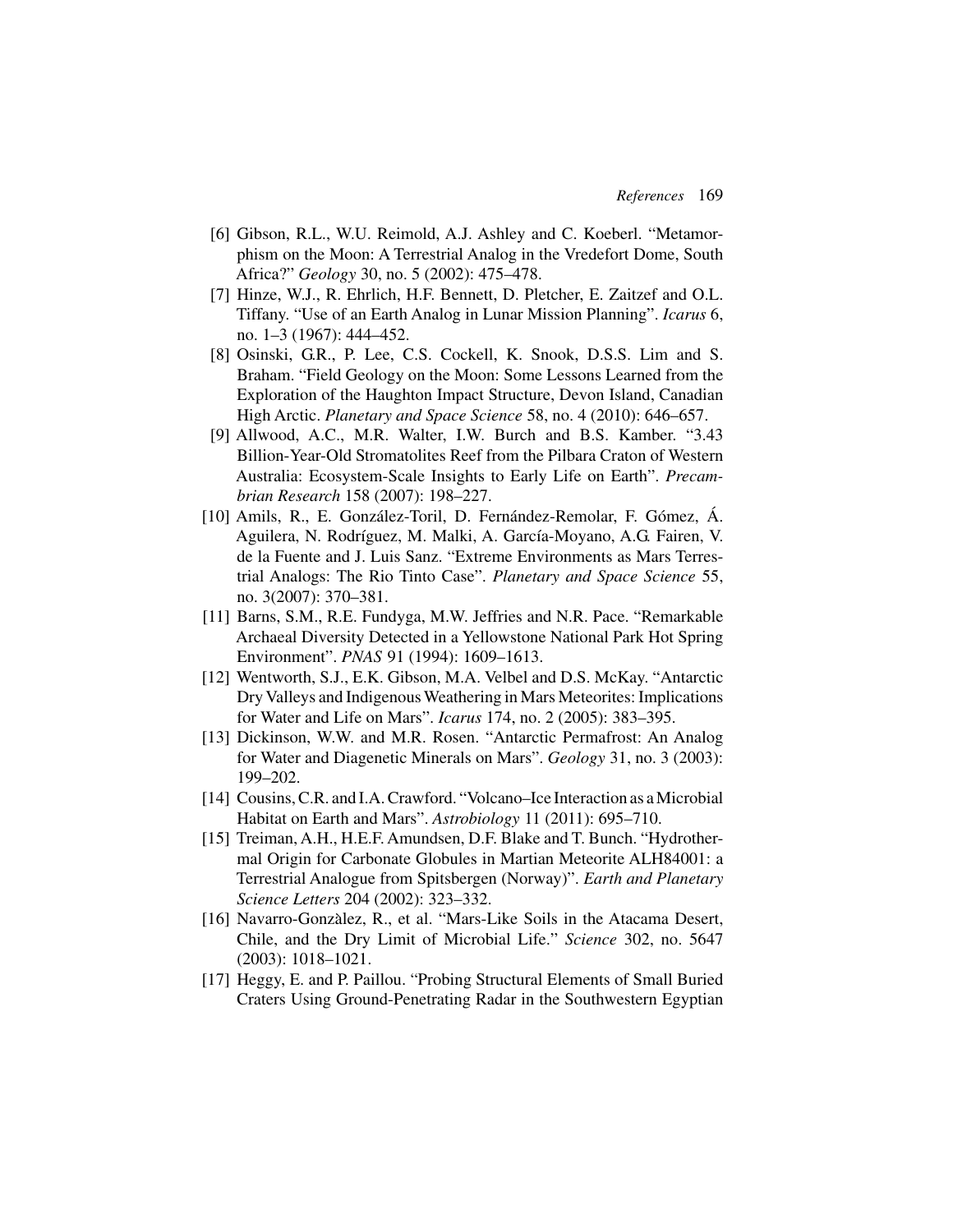[6] Gibson, R.L., W.U. Reimold, A.J. Ashley and C. Koeberl. "Metamorphism on the Moon: A Terrestrial Analog in the Vredefort Dome, South Africa?" *Geology* 30, no. 5 (2002): 475–478.

[7] Hinze, W.J., R. Ehrlich, H.F. Bennett, D. Pletcher, E. Zaitzef and O.L. Tiffany. "Use of an Earth Analog in Lunar Mission Planning". *Icarus* 6, no. 1–3 (1967): 444–452.

[8] Osinski, G.R., P. Lee, C.S. Cockell, K. Snook, D.S.S. Lim and S. Braham. "Field Geology on the Moon: Some Lessons Learned from the Exploration of the Haughton Impact Structure, Devon Island, Canadian High Arctic. *Planetary and Space Science* 58, no. 4 (2010): 646–657.

[9] Allwood, A.C., M.R. Walter, I.W. Burch and B.S. Kamber. "3.43 Billion-Year-Old Stromatolites Reef from the Pilbara Craton of Western Australia: Ecosystem-Scale Insights to Early Life on Earth". *Precambrian Research* 158 (2007): 198–227.

[10] Amils, R., E. González-Toril, D. Fernández-Remolar, F. Gómez, Á. Aguilera, N. Rodríguez, M. Malki, A. García-Moyano, A.G. Fairen, V. de la Fuente and J. Luis Sanz. "Extreme Environments as Mars Terrestrial Analogs: The Rio Tinto Case". *Planetary and Space Science* 55, no. 3(2007): 370–381.

[11] Barns, S.M., R.E. Fundyga, M.W. Jeffries and N.R. Pace. "Remarkable Archaeal Diversity Detected in a Yellowstone National Park Hot Spring Environment". *PNAS* 91 (1994): 1609–1613.

[12] Wentworth, S.J., E.K. Gibson, M.A. Velbel and D.S. McKay. "Antarctic Dry Valleys and Indigenous Weathering in Mars Meteorites: Implications for Water and Life on Mars". *Icarus* 174, no. 2 (2005): 383–395.

[13] Dickinson, W.W. and M.R. Rosen. "Antarctic Permafrost: An Analog for Water and Diagenetic Minerals on Mars". *Geology* 31, no. 3 (2003): 199–202.

[14] Cousins, C.R. and I.A. Crawford. "Volcano–Ice Interaction as a Microbial Habitat on Earth and Mars". *Astrobiology* 11 (2011): 695–710.

[15] Treiman, A.H., H.E.F. Amundsen, D.F. Blake and T. Bunch. "Hydrothermal Origin for Carbonate Globules in Martian Meteorite ALH84001: a Terrestrial Analogue from Spitsbergen (Norway)". *Earth and Planetary Science Letters* 204 (2002): 323–332.

[16] Navarro-Gonzàlez, R., et al. "Mars-Like Soils in the Atacama Desert, Chile, and the Dry Limit of Microbial Life." *Science* 302, no. 5647 (2003): 1018–1021.

[17] Heggy, E. and P. Paillou. "Probing Structural Elements of Small Buried Craters Using Ground-Penetrating Radar in the Southwestern Egyptian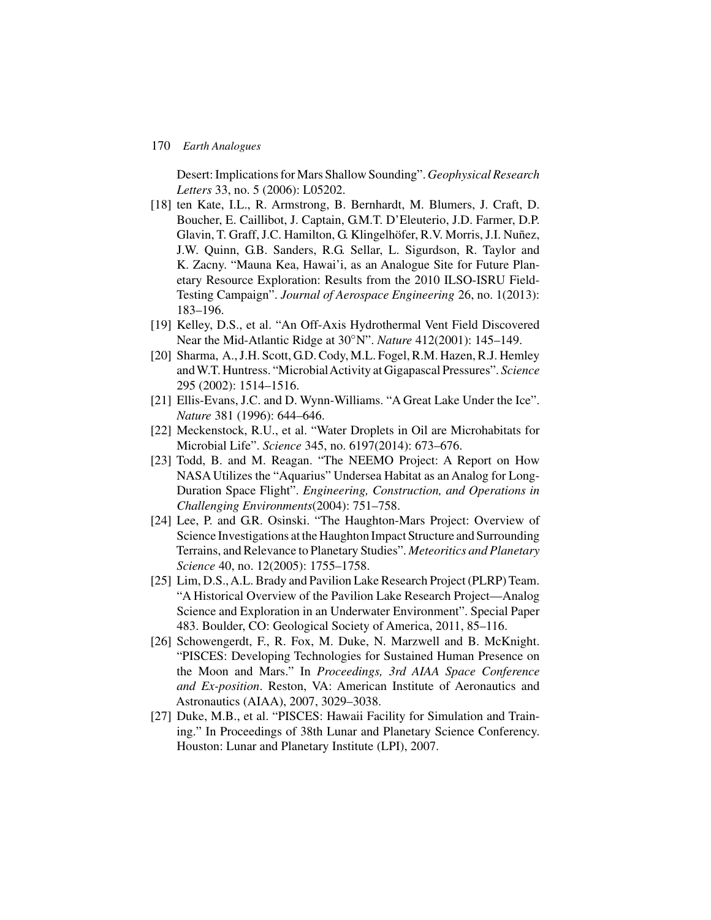Desert: Implications for Mars Shallow Sounding". *Geophysical Research Letters* 33, no. 5 (2006): L05202.

[18] ten Kate, I.L., R. Armstrong, B. Bernhardt, M. Blumers, J. Craft, D. Boucher, E. Caillibot, J. Captain, G.M.T. D'Eleuterio, J.D. Farmer, D.P. Glavin, T. Graff, J.C. Hamilton, G. Klingelhöfer, R.V. Morris, J.I. Nuñez, J.W. Quinn, G.B. Sanders, R.G. Sellar, L. Sigurdson, R. Taylor and K. Zacny. "Mauna Kea, Hawai'i, as an Analogue Site for Future Planetary Resource Exploration: Results from the 2010 ILSO-ISRU Field-Testing Campaign". *Journal of Aerospace Engineering* 26, no. 1(2013): 183–196.

[19] Kelley, D.S., et al. "An Off-Axis Hydrothermal Vent Field Discovered Near the Mid-Atlantic Ridge at 30°N". *Nature* 412(2001): 145–149.

[20] Sharma, A., J.H. Scott, G.D. Cody, M.L. Fogel, R.M. Hazen, R.J. Hemley and W.T. Huntress. "Microbial Activity at Gigapascal Pressures". *Science* 295 (2002): 1514–1516.

[21] Ellis-Evans, J.C. and D. Wynn-Williams. "A Great Lake Under the Ice". *Nature* 381 (1996): 644–646.

[22] Meckenstock, R.U., et al. "Water Droplets in Oil are Microhabitats for Microbial Life". *Science* 345, no. 6197(2014): 673–676.

[23] Todd, B. and M. Reagan. "The NEEMO Project: A Report on How NASA Utilizes the "Aquarius" Undersea Habitat as an Analog for Long-Duration Space Flight". *Engineering, Construction, and Operations in Challenging Environments*(2004): 751–758.

[24] Lee, P. and G.R. Osinski. "The Haughton-Mars Project: Overview of Science Investigations at the Haughton Impact Structure and Surrounding Terrains, and Relevance to Planetary Studies". *Meteoritics and Planetary Science* 40, no. 12(2005): 1755–1758.

[25] Lim, D.S., A.L. Brady and Pavilion Lake Research Project (PLRP) Team. "A Historical Overview of the Pavilion Lake Research Project—Analog Science and Exploration in an Underwater Environment". Special Paper 483. Boulder, CO: Geological Society of America, 2011, 85–116.

[26] Schowengerdt, F., R. Fox, M. Duke, N. Marzwell and B. McKnight. "PISCES: Developing Technologies for Sustained Human Presence on the Moon and Mars." In *Proceedings, 3rd AIAA Space Conference and Ex-position*. Reston, VA: American Institute of Aeronautics and Astronautics (AIAA), 2007, 3029–3038.

[27] Duke, M.B., et al. "PISCES: Hawaii Facility for Simulation and Training." In Proceedings of 38th Lunar and Planetary Science Conferency. Houston: Lunar and Planetary Institute (LPI), 2007.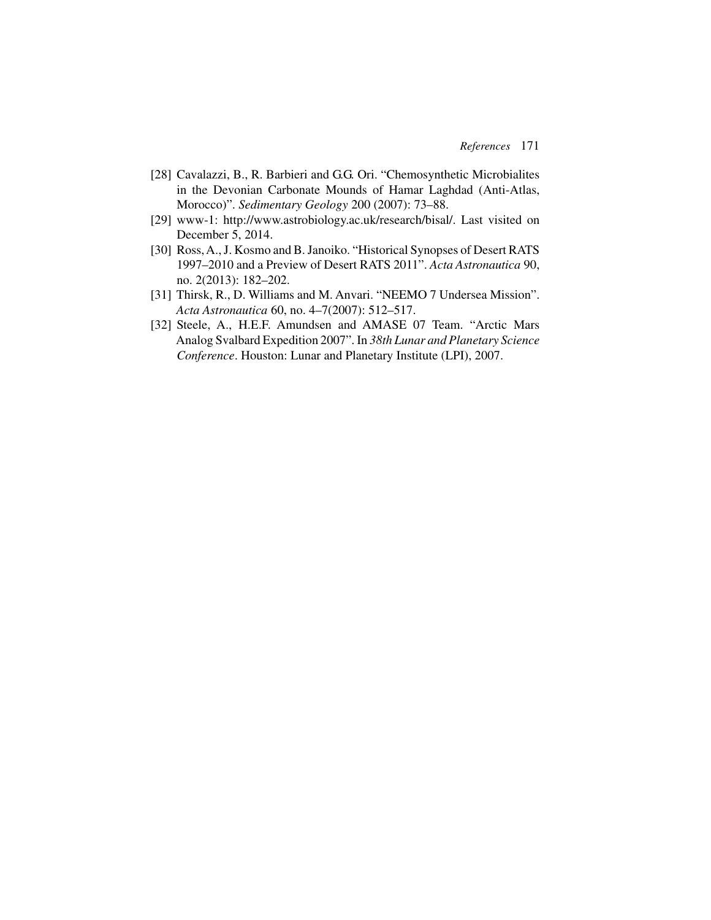[28] Cavalazzi, B., R. Barbieri and G.G. Ori. "Chemosynthetic Microbialites in the Devonian Carbonate Mounds of Hamar Laghdad (Anti-Atlas, Morocco)". *Sedimentary Geology* 200 (2007): 73–88.

[29] www-1: http://www.astrobiology.ac.uk/research/bisal/. Last visited on December 5, 2014.

[30] Ross, A., J. Kosmo and B. Janoiko. "Historical Synopses of Desert RATS 1997–2010 and a Preview of Desert RATS 2011". *Acta Astronautica* 90, no. 2(2013): 182–202.

[31] Thirsk, R., D. Williams and M. Anvari. "NEEMO 7 Undersea Mission". *Acta Astronautica* 60, no. 4–7(2007): 512–517.

[32] Steele, A., H.E.F. Amundsen and AMASE 07 Team. "Arctic Mars Analog Svalbard Expedition 2007". In *38th Lunar and Planetary Science Conference*. Houston: Lunar and Planetary Institute (LPI), 2007.